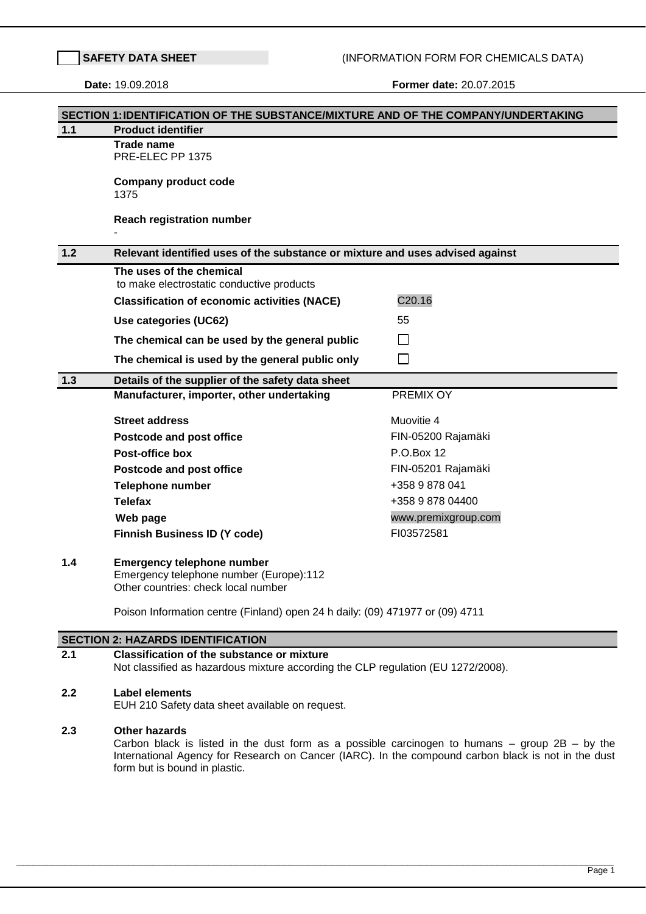**SAFETY DATA SHEET** (INFORMATION FORM FOR CHEMICALS DATA)

**Date:** 19.09.2018 **Former date:** 20.07.2015

## SECTION 1: IDENTIFICATION OF THE SUBSTANCE/MIXTURE AND OF THE COMPANY/UNDERTAKING

### 1.1 Product identifier

**Trade name**
PRE-ELEC PP 1375

**Company product code**
1375

**Reach registration number**
-

### 1.2 Relevant identified uses of the substance or mixture and uses advised against

**The uses of the chemical**
to make electrostatic conductive products

| | |
|---|---|
| **Classification of economic activities (NACE)** | C20.16 |
| **Use categories (UC62)** | 55 |
| **The chemical can be used by the general public** | ☐ |
| **The chemical is used by the general public only** | ☐ |

### 1.3 Details of the supplier of the safety data sheet

| | |
|---|---|
| **Manufacturer, importer, other undertaking** | PREMIX OY |
| **Street address** | Muovitie 4 |
| **Postcode and post office** | FIN-05200 Rajamäki |
| **Post-office box** | P.O.Box 12 |
| **Postcode and post office** | FIN-05201 Rajamäki |
| **Telephone number** | +358 9 878 041 |
| **Telefax** | +358 9 878 04400 |
| **Web page** | www.premixgroup.com |
| **Finnish Business ID (Y code)** | FI03572581 |

### 1.4 Emergency telephone number

Emergency telephone number (Europe):112
Other countries: check local number

Poison Information centre (Finland) open 24 h daily: (09) 471977 or (09) 4711

## SECTION 2: HAZARDS IDENTIFICATION

### 2.1 Classification of the substance or mixture

Not classified as hazardous mixture according the CLP regulation (EU 1272/2008).

### 2.2 Label elements

EUH 210 Safety data sheet available on request.

### 2.3 Other hazards

Carbon black is listed in the dust form as a possible carcinogen to humans – group 2B – by the International Agency for Research on Cancer (IARC). In the compound carbon black is not in the dust form but is bound in plastic.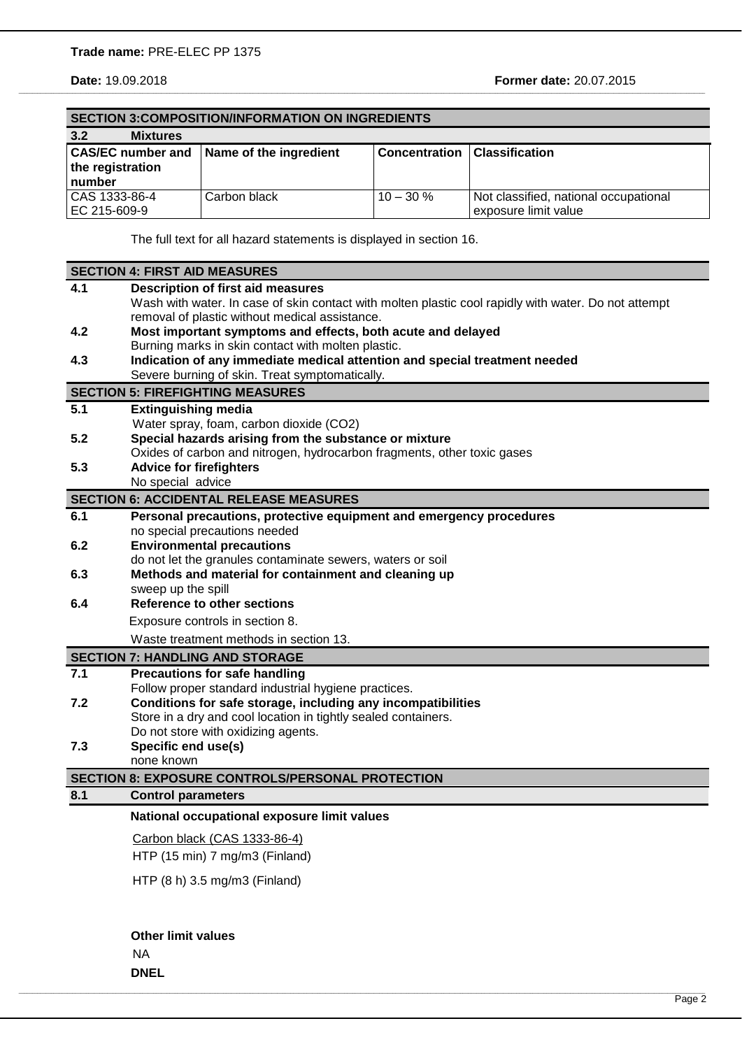**Trade name:** PRE-ELEC PP 1375

**Date:** 19.09.2018 **Former date:** 20.07.2015

## SECTION 3: COMPOSITION/INFORMATION ON INGREDIENTS

### 3.2 Mixtures

| CAS/EC number and the registration number | Name of the ingredient | Concentration | Classification |
|---|---|---|---|
| CAS 1333-86-4<br>EC 215-609-9 | Carbon black | 10 – 30 % | Not classified, national occupational exposure limit value |

The full text for all hazard statements is displayed in section 16.

## SECTION 4: FIRST AID MEASURES

**4.1 Description of first aid measures**
Wash with water. In case of skin contact with molten plastic cool rapidly with water. Do not attempt removal of plastic without medical assistance.

**4.2 Most important symptoms and effects, both acute and delayed**
Burning marks in skin contact with molten plastic.

**4.3 Indication of any immediate medical attention and special treatment needed**
Severe burning of skin. Treat symptomatically.

## SECTION 5: FIREFIGHTING MEASURES

**5.1 Extinguishing media**
Water spray, foam, carbon dioxide ($CO_2$)

**5.2 Special hazards arising from the substance or mixture**
Oxides of carbon and nitrogen, hydrocarbon fragments, other toxic gases

**5.3 Advice for firefighters**
No special advice

## SECTION 6: ACCIDENTAL RELEASE MEASURES

**6.1 Personal precautions, protective equipment and emergency procedures**
no special precautions needed

**6.2 Environmental precautions**
do not let the granules contaminate sewers, waters or soil

**6.3 Methods and material for containment and cleaning up**
sweep up the spill

**6.4 Reference to other sections**
Exposure controls in section 8.

Waste treatment methods in section 13.

## SECTION 7: HANDLING AND STORAGE

**7.1 Precautions for safe handling**
Follow proper standard industrial hygiene practices.

**7.2 Conditions for safe storage, including any incompatibilities**
Store in a dry and cool location in tightly sealed containers.
Do not store with oxidizing agents.

**7.3 Specific end use(s)**
none known

## SECTION 8: EXPOSURE CONTROLS/PERSONAL PROTECTION

### 8.1 Control parameters

**National occupational exposure limit values**

Carbon black (CAS 1333-86-4)
HTP (15 min) 7 mg/m3 (Finland)

HTP (8 h) 3.5 mg/m3 (Finland)

**Other limit values**
NA

**DNEL**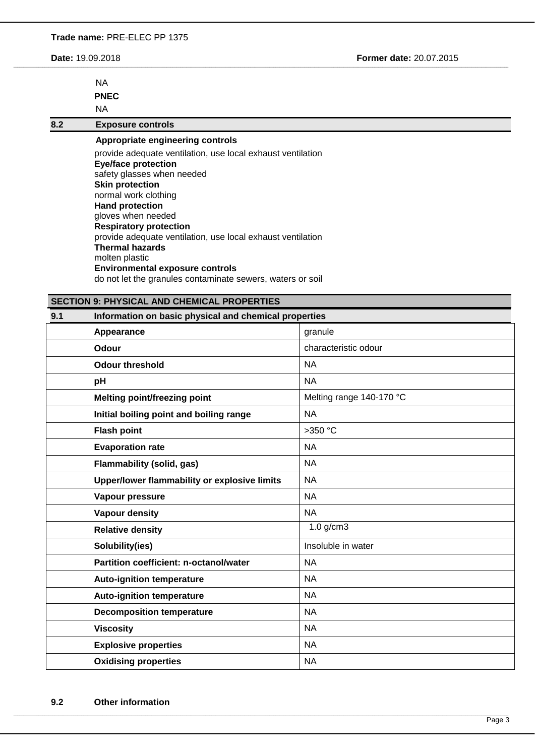NA

**PNEC**

NA

## 8.2 Exposure controls

**Appropriate engineering controls**

provide adequate ventilation, use local exhaust ventilation

**Eye/face protection**

safety glasses when needed

**Skin protection**

normal work clothing

**Hand protection**

gloves when needed

**Respiratory protection**

provide adequate ventilation, use local exhaust ventilation

**Thermal hazards**

molten plastic

**Environmental exposure controls**

do not let the granules contaminate sewers, waters or soil

# SECTION 9: PHYSICAL AND CHEMICAL PROPERTIES

## 9.1 Information on basic physical and chemical properties

| Property | Value |
|---|---|
| **Appearance** | granule |
| **Odour** | characteristic odour |
| **Odour threshold** | NA |
| **pH** | NA |
| **Melting point/freezing point** | Melting range 140-170 °C |
| **Initial boiling point and boiling range** | NA |
| **Flash point** | >350 °C |
| **Evaporation rate** | NA |
| **Flammability (solid, gas)** | NA |
| **Upper/lower flammability or explosive limits** | NA |
| **Vapour pressure** | NA |
| **Vapour density** | NA |
| **Relative density** | 1.0 g/cm3 |
| **Solubility(ies)** | Insoluble in water |
| **Partition coefficient: n-octanol/water** | NA |
| **Auto-ignition temperature** | NA |
| **Auto-ignition temperature** | NA |
| **Decomposition temperature** | NA |
| **Viscosity** | NA |
| **Explosive properties** | NA |
| **Oxidising properties** | NA |

## 9.2 Other information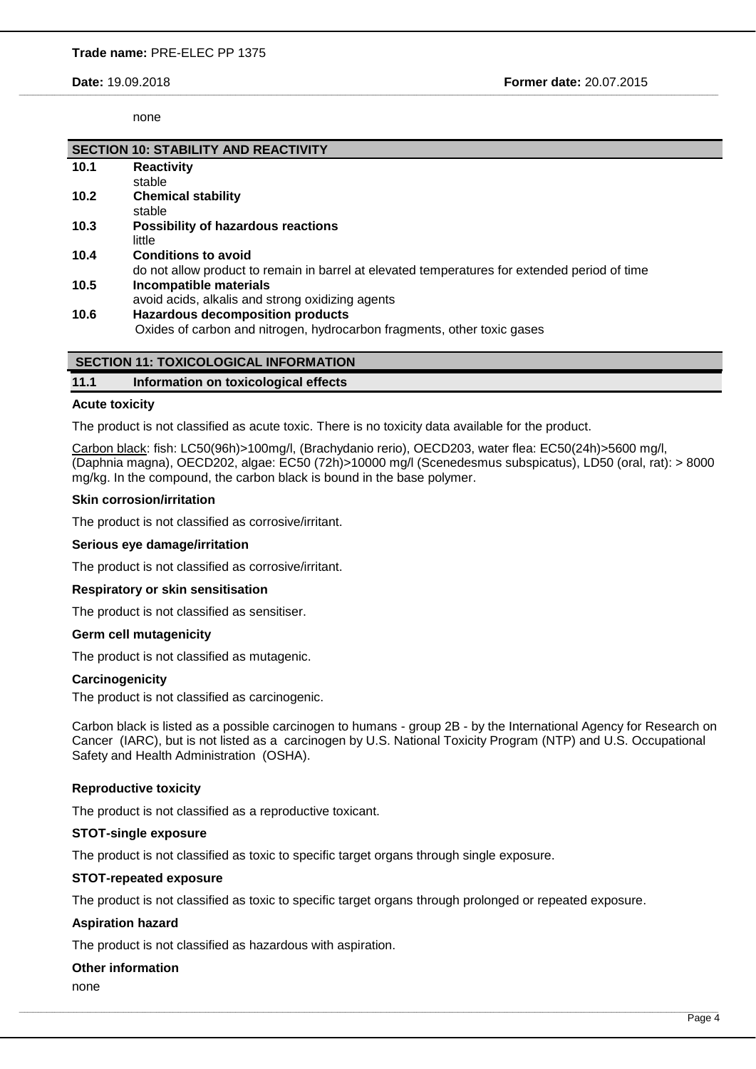none

## SECTION 10: STABILITY AND REACTIVITY

**10.1 Reactivity**

stable

**10.2 Chemical stability**

stable

**10.3 Possibility of hazardous reactions**

little

**10.4 Conditions to avoid**

do not allow product to remain in barrel at elevated temperatures for extended period of time

**10.5 Incompatible materials**

avoid acids, alkalis and strong oxidizing agents

**10.6 Hazardous decomposition products**

Oxides of carbon and nitrogen, hydrocarbon fragments, other toxic gases

## SECTION 11: TOXICOLOGICAL INFORMATION

### 11.1 Information on toxicological effects

**Acute toxicity**

The product is not classified as acute toxic. There is no toxicity data available for the product.

Carbon black: fish: LC50(96h)>100mg/l, (Brachydanio rerio), OECD203, water flea: EC50(24h)>5600 mg/l, (Daphnia magna), OECD202, algae: EC50 (72h)>10000 mg/l (Scenedesmus subspicatus), LD50 (oral, rat): > 8000 mg/kg. In the compound, the carbon black is bound in the base polymer.

**Skin corrosion/irritation**

The product is not classified as corrosive/irritant.

**Serious eye damage/irritation**

The product is not classified as corrosive/irritant.

**Respiratory or skin sensitisation**

The product is not classified as sensitiser.

**Germ cell mutagenicity**

The product is not classified as mutagenic.

**Carcinogenicity**

The product is not classified as carcinogenic.

Carbon black is listed as a possible carcinogen to humans - group 2B - by the International Agency for Research on Cancer (IARC), but is not listed as a carcinogen by U.S. National Toxicity Program (NTP) and U.S. Occupational Safety and Health Administration (OSHA).

**Reproductive toxicity**

The product is not classified as a reproductive toxicant.

**STOT-single exposure**

The product is not classified as toxic to specific target organs through single exposure.

**STOT-repeated exposure**

The product is not classified as toxic to specific target organs through prolonged or repeated exposure.

**Aspiration hazard**

The product is not classified as hazardous with aspiration.

**Other information**

none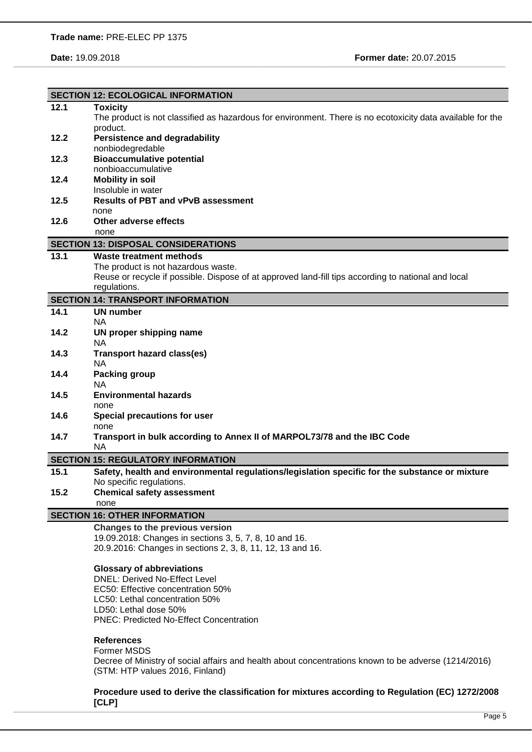## SECTION 12: ECOLOGICAL INFORMATION

**12.1 Toxicity**

The product is not classified as hazardous for environment. There is no ecotoxicity data available for the product.

**12.2 Persistence and degradability**

nonbiodegredable

**12.3 Bioaccumulative potential**

nonbioaccumulative

**12.4 Mobility in soil**

Insoluble in water

**12.5 Results of PBT and vPvB assessment**

none

**12.6 Other adverse effects**

none

## SECTION 13: DISPOSAL CONSIDERATIONS

**13.1 Waste treatment methods**

The product is not hazardous waste.
Reuse or recycle if possible. Dispose of at approved land-fill tips according to national and local regulations.

## SECTION 14: TRANSPORT INFORMATION

**14.1 UN number**

NA

**14.2 UN proper shipping name**

NA

**14.3 Transport hazard class(es)**

NA

**14.4 Packing group**

NA

**14.5 Environmental hazards**

none

**14.6 Special precautions for user**

none

**14.7 Transport in bulk according to Annex II of MARPOL73/78 and the IBC Code**

NA

## SECTION 15: REGULATORY INFORMATION

**15.1 Safety, health and environmental regulations/legislation specific for the substance or mixture**

No specific regulations.

**15.2 Chemical safety assessment**

none

## SECTION 16: OTHER INFORMATION

**Changes to the previous version**

19.09.2018: Changes in sections 3, 5, 7, 8, 10 and 16.
20.9.2016: Changes in sections 2, 3, 8, 11, 12, 13 and 16.

**Glossary of abbreviations**

DNEL: Derived No-Effect Level
EC50: Effective concentration 50%
LC50: Lethal concentration 50%
LD50: Lethal dose 50%
PNEC: Predicted No-Effect Concentration

**References**

Former MSDS
Decree of Ministry of social affairs and health about concentrations known to be adverse (1214/2016) (STM: HTP values 2016, Finland)

**Procedure used to derive the classification for mixtures according to Regulation (EC) 1272/2008 [CLP]**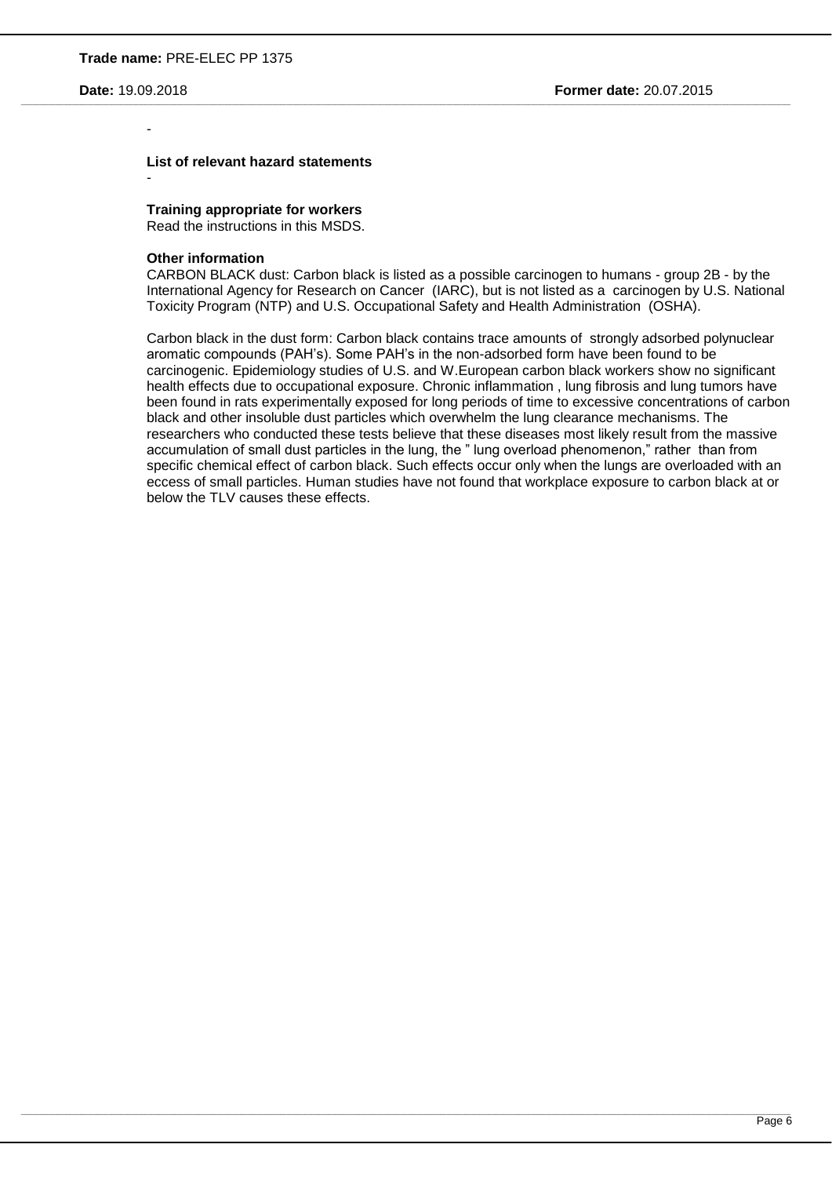-

**List of relevant hazard statements**

-

**Training appropriate for workers**

Read the instructions in this MSDS.

**Other information**

CARBON BLACK dust: Carbon black is listed as a possible carcinogen to humans - group 2B - by the International Agency for Research on Cancer (IARC), but is not listed as a carcinogen by U.S. National Toxicity Program (NTP) and U.S. Occupational Safety and Health Administration (OSHA).

Carbon black in the dust form: Carbon black contains trace amounts of strongly adsorbed polynuclear aromatic compounds (PAH's). Some PAH's in the non-adsorbed form have been found to be carcinogenic. Epidemiology studies of U.S. and W.European carbon black workers show no significant health effects due to occupational exposure. Chronic inflammation , lung fibrosis and lung tumors have been found in rats experimentally exposed for long periods of time to excessive concentrations of carbon black and other insoluble dust particles which overwhelm the lung clearance mechanisms. The researchers who conducted these tests believe that these diseases most likely result from the massive accumulation of small dust particles in the lung, the " lung overload phenomenon," rather than from specific chemical effect of carbon black. Such effects occur only when the lungs are overloaded with an eccess of small particles. Human studies have not found that workplace exposure to carbon black at or below the TLV causes these effects.